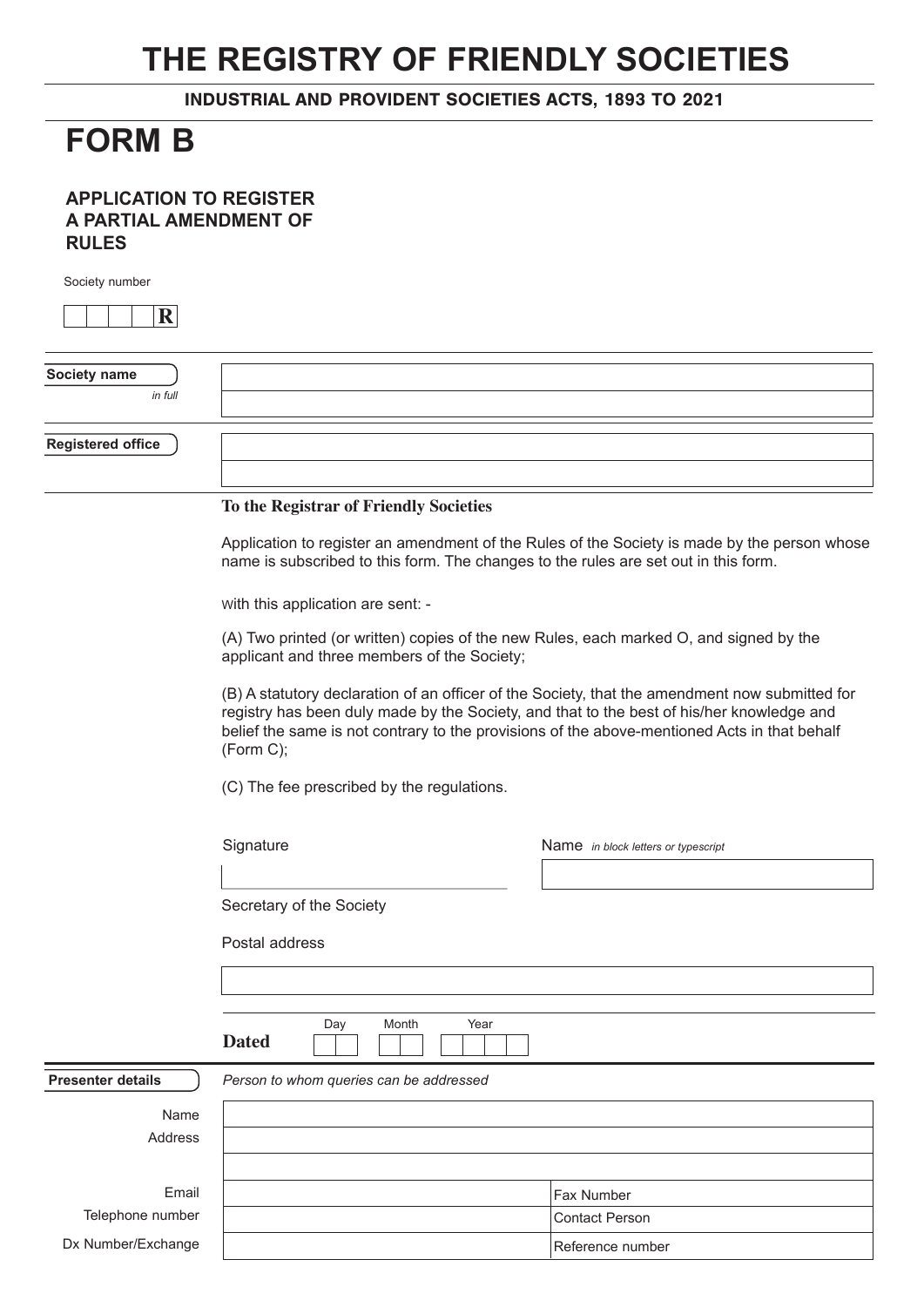# THE REGISTRY OF FRIENDLY SOCIETIES

**INDUSTRIAL AND PROVIDENT SOCIETIES ACTS, 1893 TO 2021**

# FORM B

### APPLICATION TO REGISTER A PARTIAL AMENDMENT OF RULES

Society number

| | | | | R |
|---|---|---|---|---|

| | |
|---|---|
| **Society name** *in full* | |
| | |
| **Registered office** | |
| | |

**To the Registrar of Friendly Societies**

Application to register an amendment of the Rules of the Society is made by the person whose name is subscribed to this form. The changes to the rules are set out in this form.

With this application are sent: -

(A) Two printed (or written) copies of the new Rules, each marked O, and signed by the applicant and three members of the Society;

(B) A statutory declaration of an officer of the Society, that the amendment now submitted for registry has been duly made by the Society, and that to the best of his/her knowledge and belief the same is not contrary to the provisions of the above-mentioned Acts in that behalf (Form C);

(C) The fee prescribed by the regulations.

Signature

Secretary of the Society

Name *in block letters or typescript*

Postal address

**Dated** Day ____ Month ____ Year ____

**Presenter details** *Person to whom queries can be addressed*

| | | |
|---|---|---|
| Name | | |
| Address | | |
| | | |
| Email | | Fax Number |
| Telephone number | | Contact Person |
| Dx Number/Exchange | | Reference number |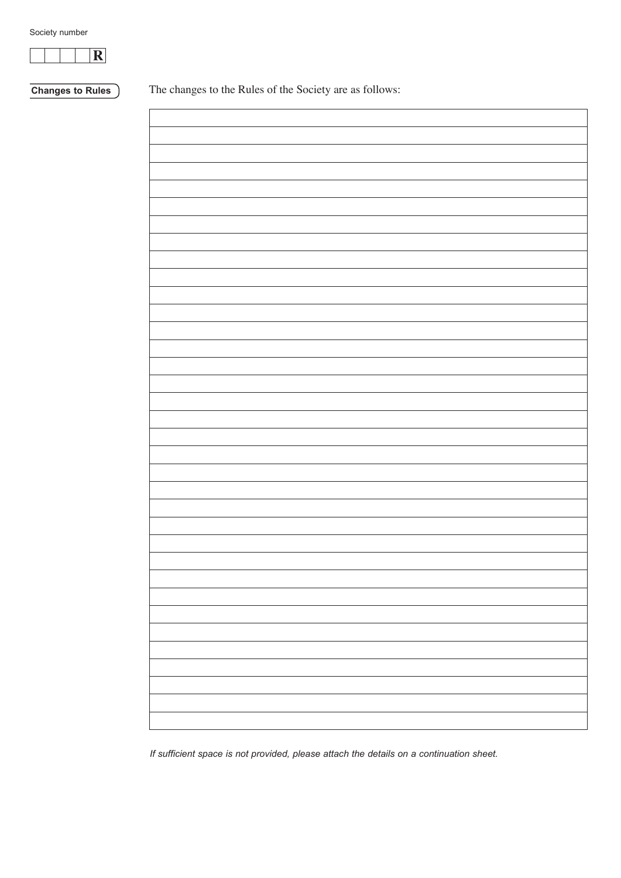Society number

| | | | | |
|---|---|---|---|---|
| | | | | **R** |

**Changes to Rules**

The changes to the Rules of the Society are as follows:

*If sufficient space is not provided, please attach the details on a continuation sheet.*